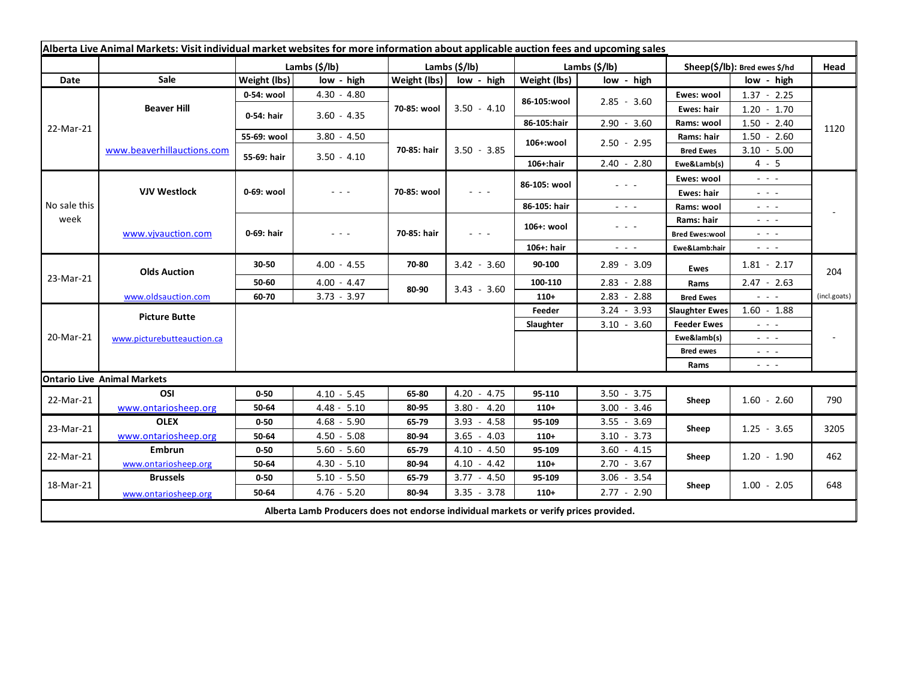**Alberta Live Animal Markets: Visit individual market websites for more information about applicable auction fees and upcoming sales**

| Date | Sale | Lambs ($/lb) | | Lambs ($/lb) | | Lambs ($/lb) | | Sheep($/lb): Bred ewes $/hd | | Head |
|---|---|---|---|---|---|---|---|---|---|---|
| | | Weight (lbs) | low - high | Weight (lbs) | low - high | Weight (lbs) | low - high | | low - high | |
| 22-Mar-21 | Beaver Hill | 0-54: wool | 4.30 - 4.80 | 70-85: wool | 3.50 - 4.10 | 86-105:wool | 2.85 - 3.60 | Ewes: wool | 1.37 - 2.25 | 1120 |
| | | 0-54: hair | 3.60 - 4.35 | | | | | Ewes: hair | 1.20 - 1.70 | |
| | | | | | | 86-105:hair | 2.90 - 3.60 | Rams: wool | 1.50 - 2.40 | |
| | www.beaverhillauctions.com | 55-69: wool | 3.80 - 4.50 | 70-85: hair | 3.50 - 3.85 | 106+:wool | 2.50 - 2.95 | Rams: hair | 1.50 - 2.60 | |
| | | 55-69: hair | 3.50 - 4.10 | | | | | Bred Ewes | 3.10 - 5.00 | |
| | | | | | | 106+:hair | 2.40 - 2.80 | Ewe&Lamb(s) | 4 - 5 | |
| No sale this week | VJV Westlock | 0-69: wool | - - - | 70-85: wool | - - - | 86-105: wool | - - - | Ewes: wool | - - - | - |
| | | | | | | | | Ewes: hair | - - - | |
| | | | | | | 86-105: hair | - - - | Rams: wool | - - - | |
| | www.vjvauction.com | 0-69: hair | - - - | 70-85: hair | - - - | 106+: wool | - - - | Rams: hair | - - - | |
| | | | | | | | | Bred Ewes:wool | - - - | |
| | | | | | | 106+: hair | - - - | Ewe&Lamb:hair | - - - | |
| 23-Mar-21 | Olds Auction | 30-50 | 4.00 - 4.55 | 70-80 | 3.42 - 3.60 | 90-100 | 2.89 - 3.09 | Ewes | 1.81 - 2.17 | 204 |
| | | 50-60 | 4.00 - 4.47 | 80-90 | 3.43 - 3.60 | 100-110 | 2.83 - 2.88 | Rams | 2.47 - 2.63 | |
| | www.oldsauction.com | 60-70 | 3.73 - 3.97 | | | 110+ | 2.83 - 2.88 | Bred Ewes | - - - | (incl.goats) |
| 20-Mar-21 | Picture Butte | | | | | Feeder | 3.24 - 3.93 | Slaughter Ewes | 1.60 - 1.88 | - |
| | | | | | | Slaughter | 3.10 - 3.60 | Feeder Ewes | - - - | |
| | www.picturebutteauction.ca | | | | | | | Ewe&lamb(s) | - - - | |
| | | | | | | | | Bred ewes | - - - | |
| | | | | | | | | Rams | - - - | |
| **Ontario Live Animal Markets** | | | | | | | | | | |
| 22-Mar-21 | OSI | 0-50 | 4.10 - 5.45 | 65-80 | 4.20 - 4.75 | 95-110 | 3.50 - 3.75 | Sheep | 1.60 - 2.60 | 790 |
| | www.ontariosheep.org | 50-64 | 4.48 - 5.10 | 80-95 | 3.80 - 4.20 | 110+ | 3.00 - 3.46 | | | |
| 23-Mar-21 | OLEX | 0-50 | 4.68 - 5.90 | 65-79 | 3.93 - 4.58 | 95-109 | 3.55 - 3.69 | Sheep | 1.25 - 3.65 | 3205 |
| | www.ontariosheep.org | 50-64 | 4.50 - 5.08 | 80-94 | 3.65 - 4.03 | 110+ | 3.10 - 3.73 | | | |
| 22-Mar-21 | Embrun | 0-50 | 5.60 - 5.60 | 65-79 | 4.10 - 4.50 | 95-109 | 3.60 - 4.15 | Sheep | 1.20 - 1.90 | 462 |
| | www.ontariosheep.org | 50-64 | 4.30 - 5.10 | 80-94 | 4.10 - 4.42 | 110+ | 2.70 - 3.67 | | | |
| 18-Mar-21 | Brussels | 0-50 | 5.10 - 5.50 | 65-79 | 3.77 - 4.50 | 95-109 | 3.06 - 3.54 | Sheep | 1.00 - 2.05 | 648 |
| | www.ontariosheep.org | 50-64 | 4.76 - 5.20 | 80-94 | 3.35 - 3.78 | 110+ | 2.77 - 2.90 | | | |

**Alberta Lamb Producers does not endorse individual markets or verify prices provided.**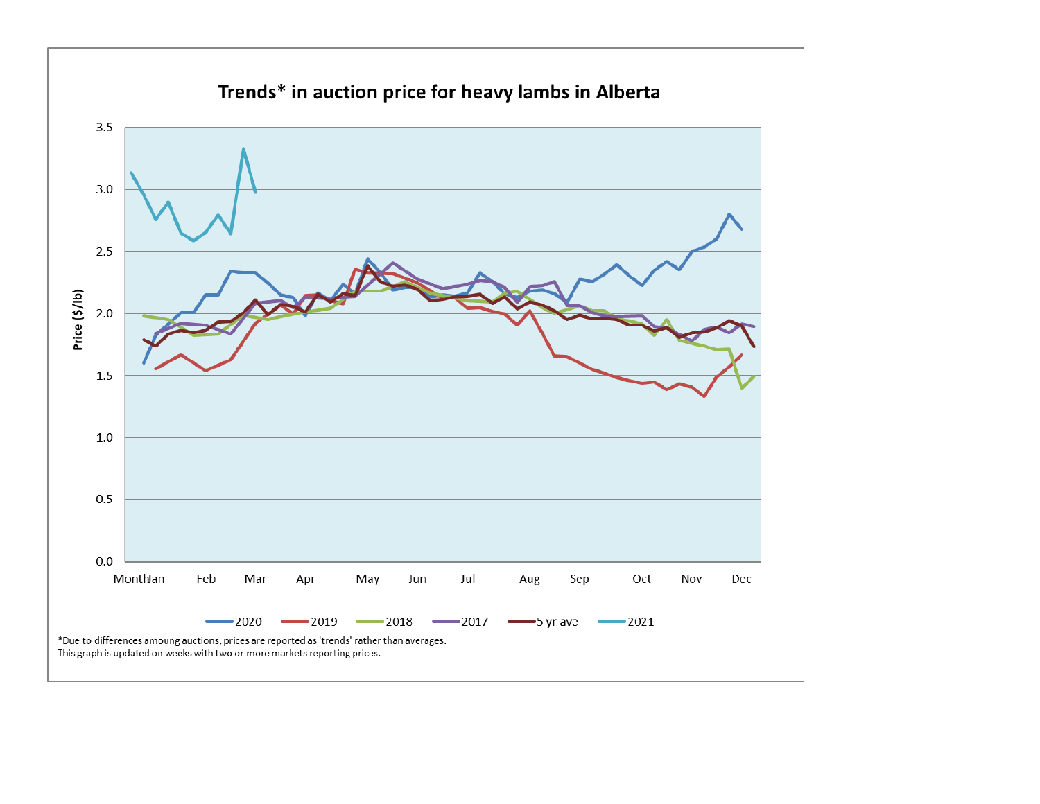## Trends* in auction price for heavy lambs in Alberta

Price ($/lb)

3.5
3.0
2.5
2.0
1.5
1.0
0.5
0.0

Month Jan Feb Mar Apr May Jun Jul Aug Sep Oct Nov Dec

2020 2019 2018 2017 5 yr ave 2021

*Due to differences amoung auctions, prices are reported as 'trends' rather than averages.
This graph is updated on weeks with two or more markets reporting prices.